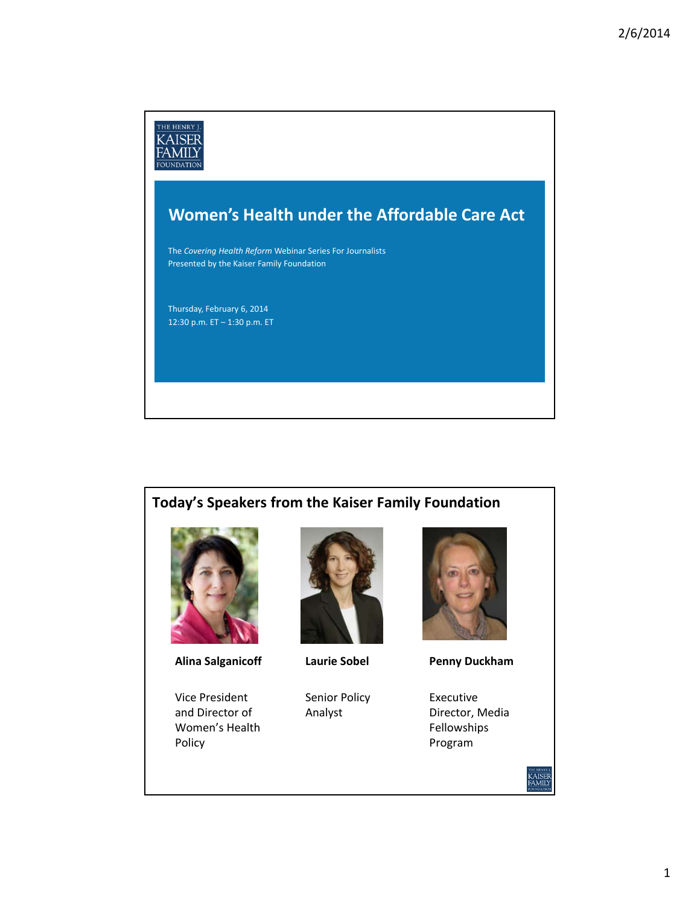THE HENRY J. KAISER FAMILY FOUNDATION

# Women's Health under the Affordable Care Act

The *Covering Health Reform* Webinar Series For Journalists
Presented by the Kaiser Family Foundation

Thursday, February 6, 2014
12:30 p.m. ET – 1:30 p.m. ET

## Today's Speakers from the Kaiser Family Foundation

**Alina Salganicoff**

Vice President and Director of Women's Health Policy

**Laurie Sobel**

Senior Policy Analyst

**Penny Duckham**

Executive Director, Media Fellowships Program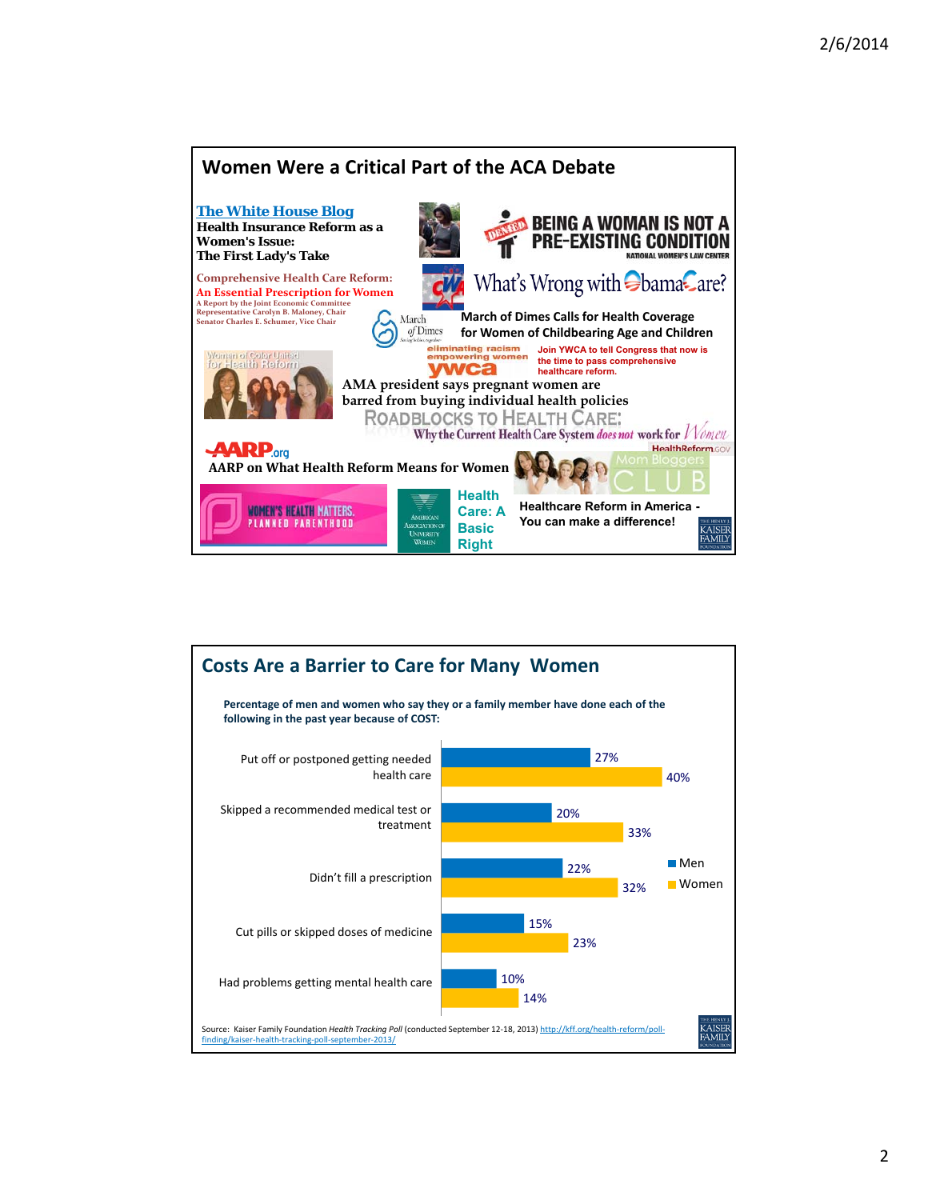## Women Were a Critical Part of the ACA Debate

**The White House Blog**
**Health Insurance Reform as a Women's Issue: The First Lady's Take**

**Comprehensive Health Care Reform: An Essential Prescription for Women**
A Report by the Joint Economic Committee
Representative Carolyn B. Maloney, Chair
Senator Charles E. Schumer, Vice Chair

**BEING A WOMAN IS NOT A PRE-EXISTING CONDITION**
NATIONAL WOMEN'S LAW CENTER

What's Wrong with ObamaCare?

**March of Dimes Calls for Health Coverage for Women of Childbearing Age and Children**

Women of Color United for Health Reform

eliminating racism empowering women ywca
Join YWCA to tell Congress that now is the time to pass comprehensive healthcare reform.

AMA president says pregnant women are barred from buying individual health policies

ROADBLOCKS TO HEALTH CARE: Why the Current Health Care System *does not* work for Women
HealthReform.GOV

AARP.org
**AARP on What Health Reform Means for Women**

Mom Bloggers CLUB

WOMEN'S HEALTH MATTERS. PLANNED PARENTHOOD

American Association of University Women
**Health Care: A Basic Right**

**Healthcare Reform in America - You can make a difference!**

## Costs Are a Barrier to Care for Many Women

**Percentage of men and women who say they or a family member have done each of the following in the past year because of COST:**

| | Men | Women |
|---|---|---|
| Put off or postponed getting needed health care | 27% | 40% |
| Skipped a recommended medical test or treatment | 20% | 33% |
| Didn't fill a prescription | 22% | 32% |
| Cut pills or skipped doses of medicine | 15% | 23% |
| Had problems getting mental health care | 10% | 14% |

Source: Kaiser Family Foundation *Health Tracking Poll* (conducted September 12-18, 2013) http://kff.org/health-reform/poll-finding/kaiser-health-tracking-poll-september-2013/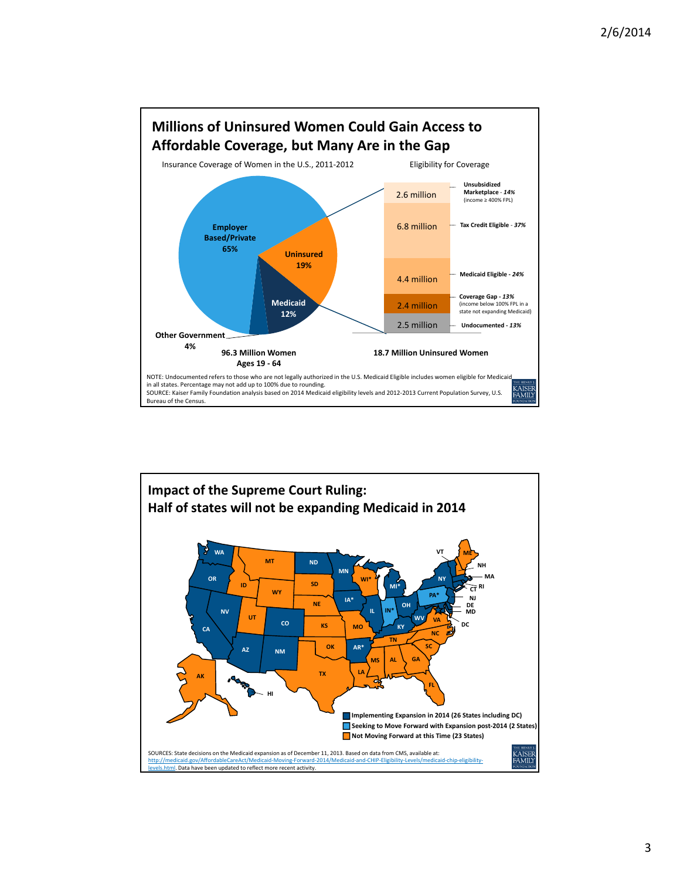## Millions of Uninsured Women Could Gain Access to Affordable Coverage, but Many Are in the Gap

Insurance Coverage of Women in the U.S., 2011-2012

- Employer Based/Private 65%
- Uninsured 19%
- Medicaid 12%
- Other Government 4%

**96.3 Million Women Ages 19 - 64**

Eligibility for Coverage

| Amount | Category |
|---|---|
| 2.6 million | Unsubsidized Marketplace - *14%* (income ≥ 400% FPL) |
| 6.8 million | Tax Credit Eligible - *37%* |
| 4.4 million | Medicaid Eligible - *24%* |
| 2.4 million | Coverage Gap - *13%* (income below 100% FPL in a state not expanding Medicaid) |
| 2.5 million | Undocumented - *13%* |

**18.7 Million Uninsured Women**

NOTE: Undocumented refers to those who are not legally authorized in the U.S. Medicaid Eligible includes women eligible for Medicaid in all states. Percentage may not add up to 100% due to rounding.
SOURCE: Kaiser Family Foundation analysis based on 2014 Medicaid eligibility levels and 2012-2013 Current Population Survey, U.S. Bureau of the Census.

## Impact of the Supreme Court Ruling: Half of states will not be expanding Medicaid in 2014

- **Implementing Expansion in 2014 (26 States including DC)**: WA, OR, CA, NV, AZ, NM, CO, ND, MN, IA*, IL, AR*, KY, OH, MI*, WV, MD, DE, NJ, NY, VT, CT, RI, MA, DC, HI
- **Seeking to Move Forward with Expansion post-2014 (2 States)**: IN*, PA*
- **Not Moving Forward at this Time (23 States)**: AK, MT, ID, WY, UT, SD, NE, KS, OK, TX, MO, LA, MS, AL, TN, GA, FL, SC, NC, VA, WI*, NH, ME

SOURCES: State decisions on the Medicaid expansion as of December 11, 2013. Based on data from CMS, available at: http://medicaid.gov/AffordableCareAct/Medicaid-Moving-Forward-2014/Medicaid-and-CHIP-Eligibility-Levels/medicaid-chip-eligibility-levels.html. Data have been updated to reflect more recent activity.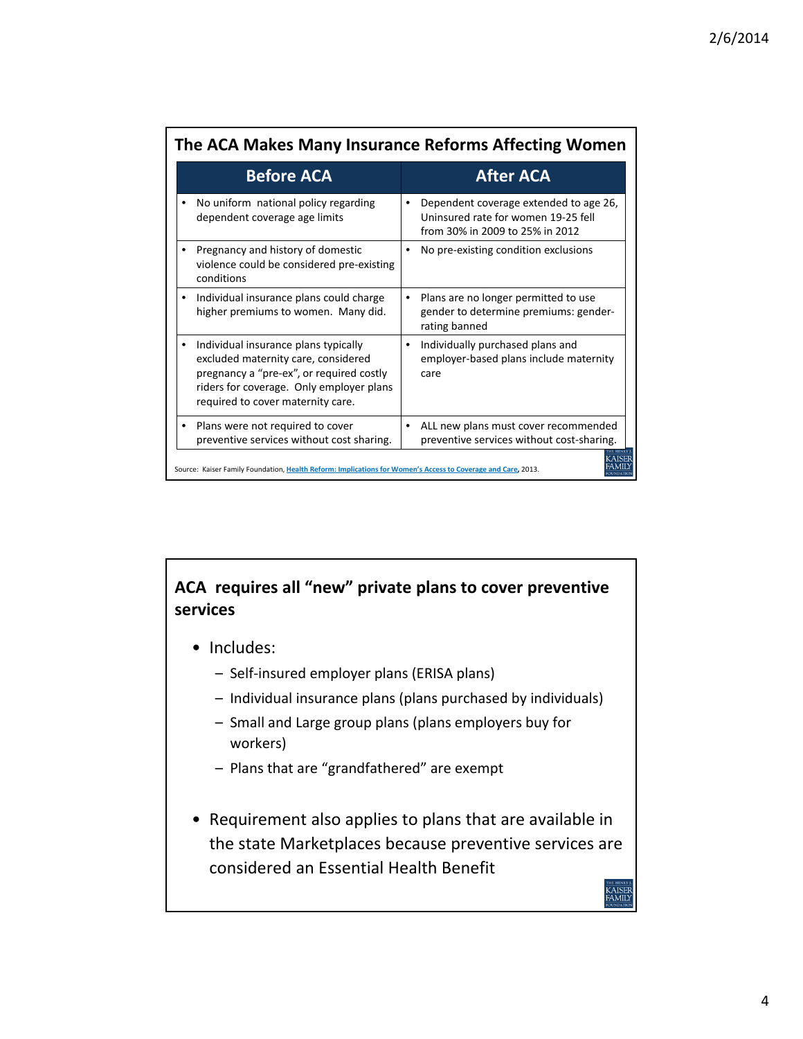## The ACA Makes Many Insurance Reforms Affecting Women

| Before ACA | After ACA |
|---|---|
| • No uniform national policy regarding dependent coverage age limits | • Dependent coverage extended to age 26, Uninsured rate for women 19-25 fell from 30% in 2009 to 25% in 2012 |
| • Pregnancy and history of domestic violence could be considered pre-existing conditions | • No pre-existing condition exclusions |
| • Individual insurance plans could charge higher premiums to women. Many did. | • Plans are no longer permitted to use gender to determine premiums: gender-rating banned |
| • Individual insurance plans typically excluded maternity care, considered pregnancy a "pre-ex", or required costly riders for coverage. Only employer plans required to cover maternity care. | • Individually purchased plans and employer-based plans include maternity care |
| • Plans were not required to cover preventive services without cost sharing. | • ALL new plans must cover recommended preventive services without cost-sharing. |

Source: Kaiser Family Foundation, Health Reform: Implications for Women's Access to Coverage and Care, 2013.

## ACA requires all "new" private plans to cover preventive services

- Includes:
  - Self-insured employer plans (ERISA plans)
  - Individual insurance plans (plans purchased by individuals)
  - Small and Large group plans (plans employers buy for workers)
  - Plans that are "grandfathered" are exempt
- Requirement also applies to plans that are available in the state Marketplaces because preventive services are considered an Essential Health Benefit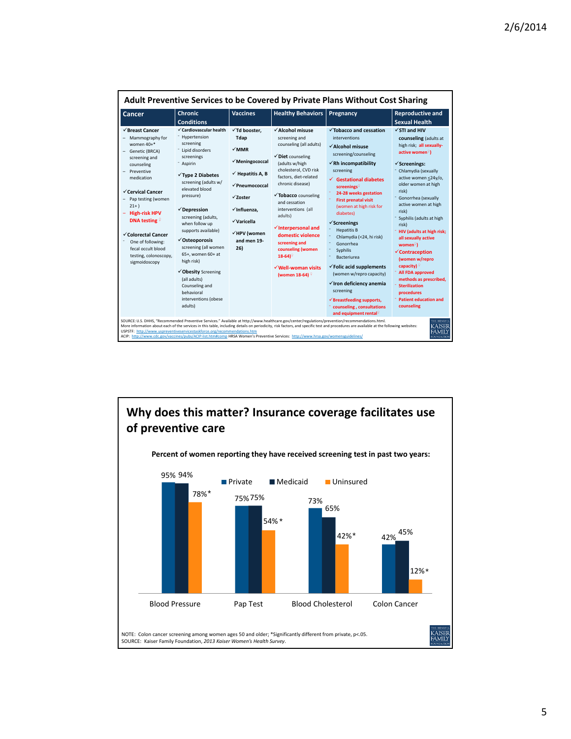## Adult Preventive Services to be Covered by Private Plans Without Cost Sharing

| Cancer | Chronic Conditions | Vaccines | Healthy Behaviors | Pregnancy | Reproductive and Sexual Health |
|---|---|---|---|---|---|
| ✓Breast Cancer<br>– Mammography for women 40+*<br>– Genetic (BRCA) screening and counseling<br>– Preventive medication<br><br>✓Cervical Cancer<br>– Pap testing (women 21+)<br>– High-risk HPV DNA testing ♀<br><br>✓Colorectal Cancer<br>- One of following: fecal occult blood testing, colonoscopy, sigmoidoscopy | ✓Cardiovascular health<br>- Hypertension screening<br>- Lipid disorders screenings<br>- Aspirin<br><br>✓Type 2 Diabetes screening (adults w/ elevated blood pressure)<br><br>✓Depression screening (adults, when follow up supports available)<br><br>✓Osteoporosis screening (all women 65+, women 60+ at high risk)<br><br>✓Obesity Screening (all adults) Counseling and behavioral interventions (obese adults) | ✓Td booster, Tdap<br><br>✓MMR<br><br>✓Meningococcal<br><br>✓ Hepatitis A, B<br><br>✓Pneumococcal<br><br>✓Zoster<br><br>✓Influenza,<br><br>✓Varicella<br><br>✓HPV (women and men 19-26) | ✓Alcohol misuse screening and counseling (all adults)<br><br>✓Diet counseling (adults w/high cholesterol, CVD risk factors, diet-related chronic disease)<br><br>✓Tobacco counseling and cessation interventions (all adults)<br><br>✓Interpersonal and domestic violence screening and counseling (women 18-64)♀<br><br>✓Well-woman visits (women 18-64) ♀ | ✓Tobacco and cessation interventions<br><br>✓Alcohol misuse screening/counseling<br><br>✓Rh incompatibility screening<br><br>✓ Gestational diabetes screenings♀<br>- 24-28 weeks gestation<br>- First prenatal visit (women at high risk for diabetes)<br><br>✓Screenings<br>- Hepatitis B<br>- Chlamydia (<24, hi risk)<br>- Gonorrhea<br>- Syphilis<br>- Bacteriurea<br><br>✓Folic acid supplements (women w/repro capacity)<br><br>✓Iron deficiency anemia screening<br><br>✓Breastfeeding supports, counseling, consultations and equipment rental♀ | ✓STI and HIV counseling (adults at high risk; all sexually-active women♀)<br><br>✓Screenings:<br>- Chlamydia (sexually active women ≤24y/o, older women at high risk)<br>- Gonorrhea (sexually active women at high risk)<br>- Syphilis (adults at high risk)<br>- HIV (adults at high risk; all sexually active women♀)<br><br>✓Contraception (women w/repro capacity)♀<br>- All FDA approved methods as prescribed,<br>- Sterilization procedures<br>- Patient education and counseling |

SOURCE: U.S. DHHS, "Recommended Preventive Services." Available at http://www.healthcare.gov/center/regulations/prevention/recommendations.html.
More information about each of the services in this table, including details on periodicity, risk factors, and specific test and procedures are available at the following websites:
USPSTF: http://www.uspreventiveservicestaskforce.org/recommendations.htm
ACIP: http://www.cdc.gov/vaccines/pubs/ACIP-list.htm#comp HRSA Women's Preventive Services: http://www.hrsa.gov/womensguidelines/

## Why does this matter? Insurance coverage facilitates use of preventive care

**Percent of women reporting they have received screening test in past two years:**

| | Private | Medicaid | Uninsured |
|---|---|---|---|
| Blood Pressure | 95% | 94% | 78%* |
| Pap Test | 75% | 75% | 54%* |
| Blood Cholesterol | 73% | 65% | 42%* |
| Colon Cancer | 42% | 45% | 12%* |

NOTE: Colon cancer screening among women ages 50 and older; *Significantly different from private, p<.05.
SOURCE: Kaiser Family Foundation, *2013 Kaiser Women's Health Survey*.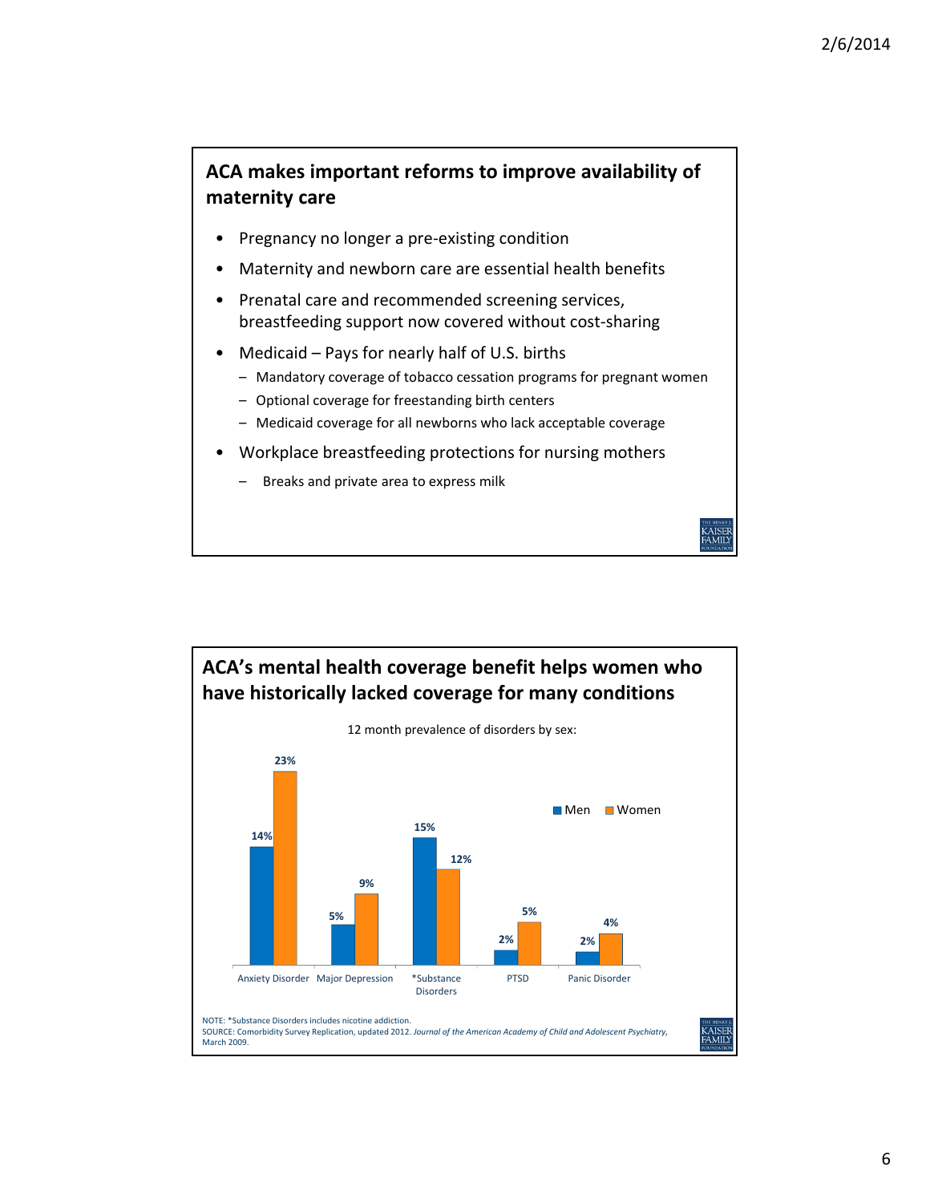## ACA makes important reforms to improve availability of maternity care

- Pregnancy no longer a pre-existing condition
- Maternity and newborn care are essential health benefits
- Prenatal care and recommended screening services, breastfeeding support now covered without cost-sharing
- Medicaid – Pays for nearly half of U.S. births
  - Mandatory coverage of tobacco cessation programs for pregnant women
  - Optional coverage for freestanding birth centers
  - Medicaid coverage for all newborns who lack acceptable coverage
- Workplace breastfeeding protections for nursing mothers
  - Breaks and private area to express milk

## ACA's mental health coverage benefit helps women who have historically lacked coverage for many conditions

12 month prevalence of disorders by sex:

| | Men | Women |
|---|---|---|
| Anxiety Disorder | 14% | 23% |
| Major Depression | 5% | 9% |
| *Substance Disorders | 15% | 12% |
| PTSD | 2% | 5% |
| Panic Disorder | 2% | 4% |

NOTE: *Substance Disorders includes nicotine addiction.
SOURCE: Comorbidity Survey Replication, updated 2012. *Journal of the American Academy of Child and Adolescent Psychiatry*, March 2009.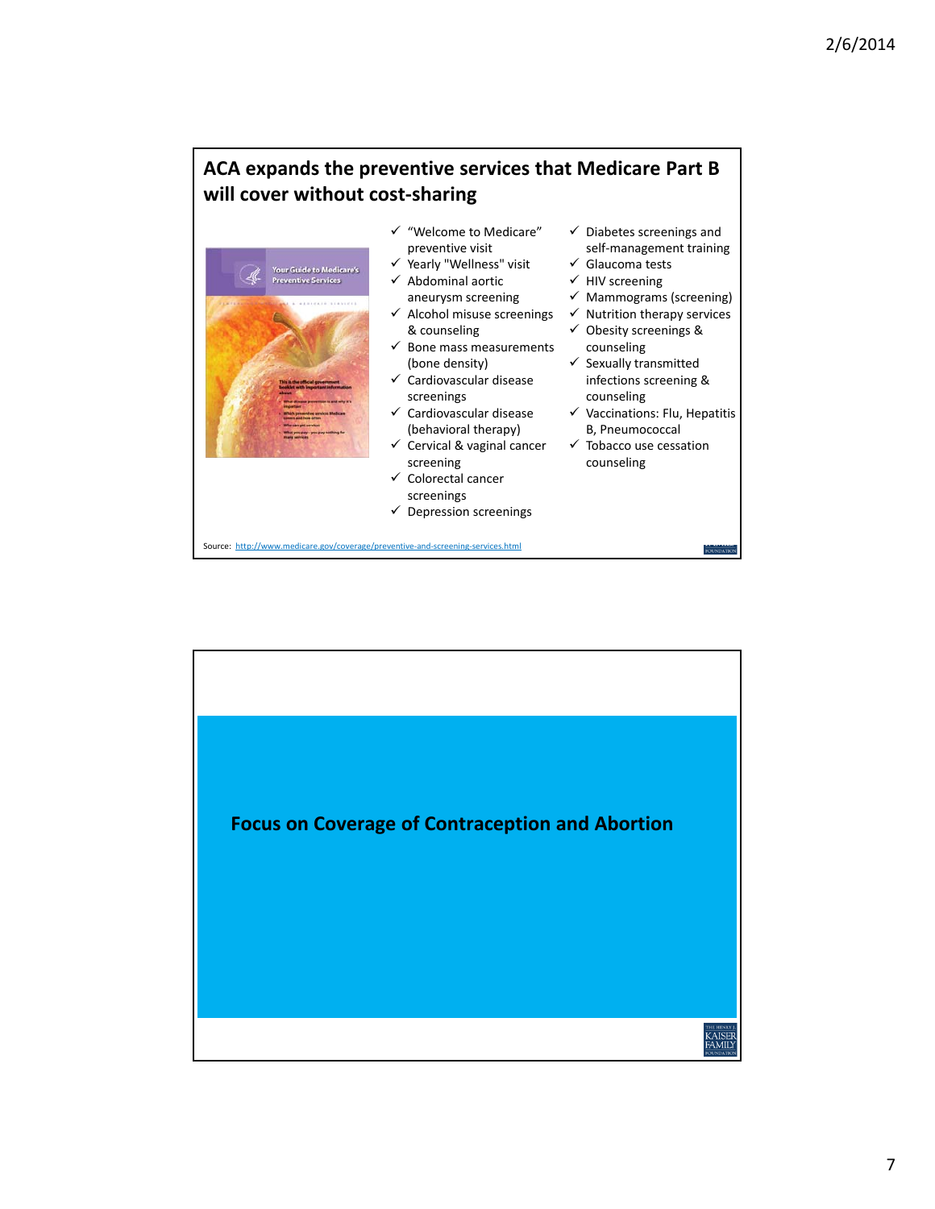## ACA expands the preventive services that Medicare Part B will cover without cost-sharing

- ✓ "Welcome to Medicare" preventive visit
- ✓ Yearly "Wellness" visit
- ✓ Abdominal aortic aneurysm screening
- ✓ Alcohol misuse screenings & counseling
- ✓ Bone mass measurements (bone density)
- ✓ Cardiovascular disease screenings
- ✓ Cardiovascular disease (behavioral therapy)
- ✓ Cervical & vaginal cancer screening
- ✓ Colorectal cancer screenings
- ✓ Depression screenings
- ✓ Diabetes screenings and self-management training
- ✓ Glaucoma tests
- ✓ HIV screening
- ✓ Mammograms (screening)
- ✓ Nutrition therapy services
- ✓ Obesity screenings & counseling
- ✓ Sexually transmitted infections screening & counseling
- ✓ Vaccinations: Flu, Hepatitis B, Pneumococcal
- ✓ Tobacco use cessation counseling

Source: http://www.medicare.gov/coverage/preventive-and-screening-services.html

## Focus on Coverage of Contraception and Abortion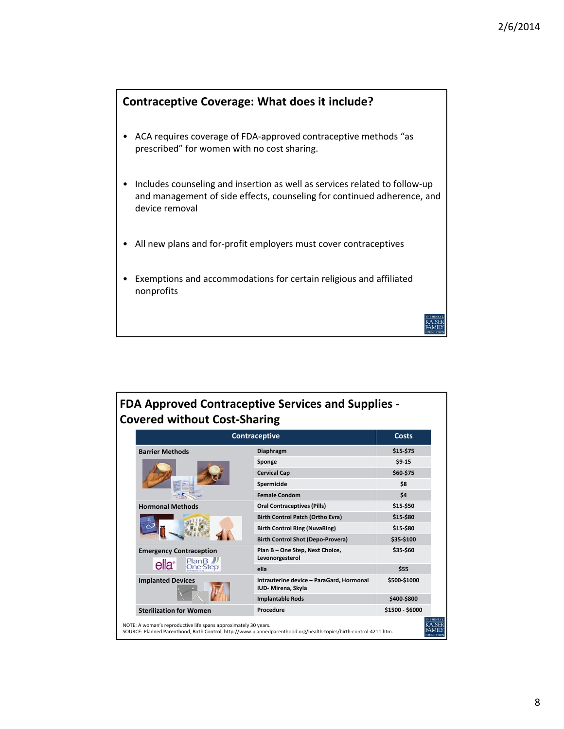## Contraceptive Coverage: What does it include?

- ACA requires coverage of FDA-approved contraceptive methods "as prescribed" for women with no cost sharing.
- Includes counseling and insertion as well as services related to follow-up and management of side effects, counseling for continued adherence, and device removal
- All new plans and for-profit employers must cover contraceptives
- Exemptions and accommodations for certain religious and affiliated nonprofits

## FDA Approved Contraceptive Services and Supplies - Covered without Cost-Sharing

| Contraceptive | | Costs |
|---|---|---|
| **Barrier Methods** | Diaphragm | $15-$75 |
| | Sponge | $9-15 |
| | Cervical Cap | $60-$75 |
| | Spermicide | $8 |
| | Female Condom | $4 |
| **Hormonal Methods** | Oral Contraceptives (Pills) | $15-$50 |
| | Birth Control Patch (Ortho Evra) | $15-$80 |
| | Birth Control Ring (NuvaRing) | $15-$80 |
| | Birth Control Shot (Depo-Provera) | $35-$100 |
| **Emergency Contraception** | Plan B – One Step, Next Choice, Levonorgesterol | $35-$60 |
| | ella | $55 |
| **Implanted Devices** | Intrauterine device – ParaGard, Hormonal IUD- Mirena, Skyla | $500-$1000 |
| | Implantable Rods | $400-$800 |
| **Sterilization for Women** | Procedure | $1500 - $6000 |

NOTE: A woman's reproductive life spans approximately 30 years.
SOURCE: Planned Parenthood, Birth Control, http://www.plannedparenthood.org/health-topics/birth-control-4211.htm.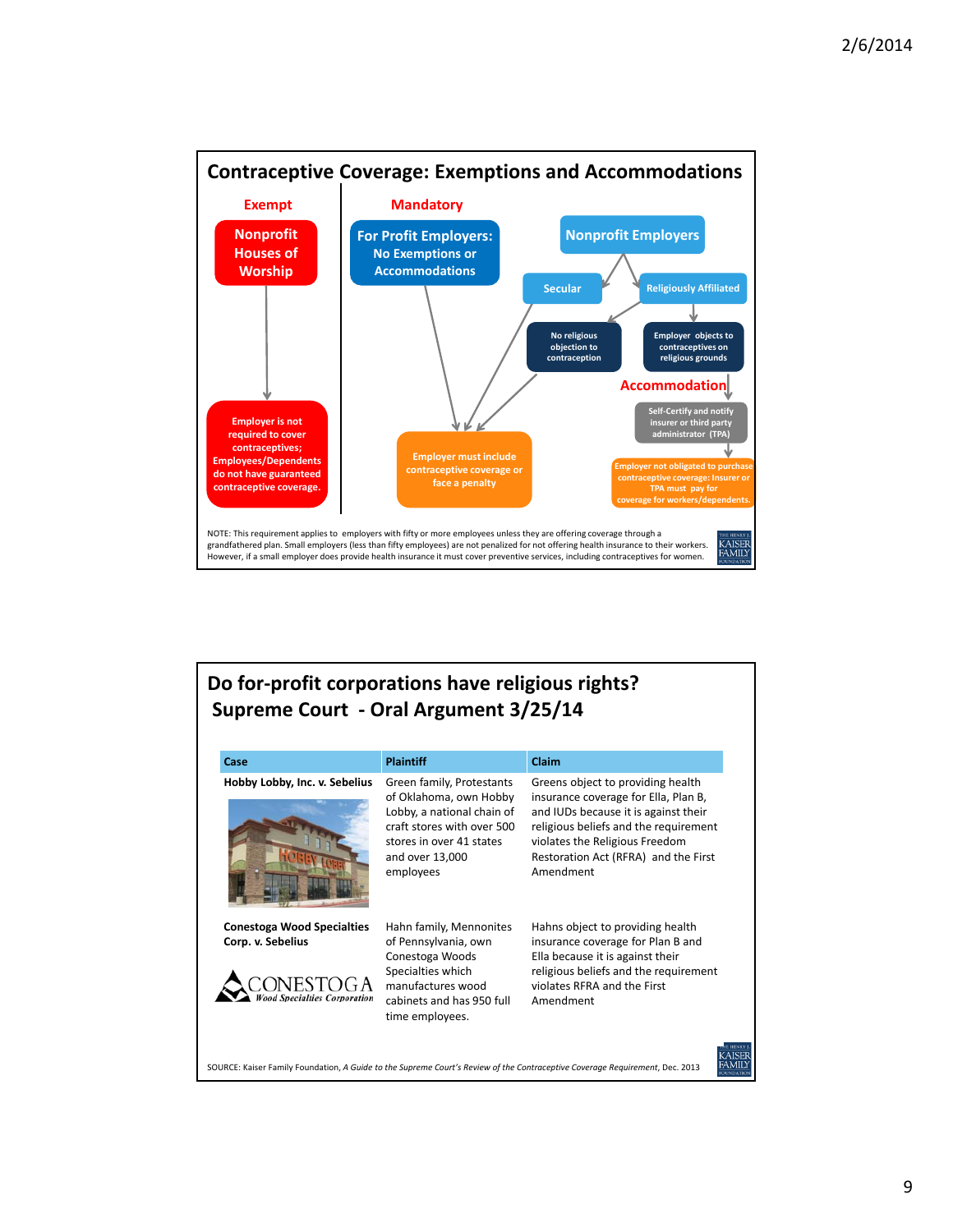## Contraceptive Coverage: Exemptions and Accommodations

**Exempt**

- **Nonprofit Houses of Worship** → Employer is not required to cover contraceptives; Employees/Dependents do not have guaranteed contraceptive coverage.

**Mandatory**

- **For Profit Employers: No Exemptions or Accommodations** → Employer must include contraceptive coverage or face a penalty
- **Nonprofit Employers**
  - **Secular** → Employer must include contraceptive coverage or face a penalty
  - **Religiously Affiliated**
    - No religious objection to contraception → Employer must include contraceptive coverage or face a penalty
    - Employer objects to contraceptives on religious grounds → **Accommodation** → Self-Certify and notify insurer or third party administrator (TPA) → Employer not obligated to purchase contraceptive coverage: Insurer or TPA must pay for coverage for workers/dependents.

NOTE: This requirement applies to employers with fifty or more employees unless they are offering coverage through a grandfathered plan. Small employers (less than fifty employees) are not penalized for not offering health insurance to their workers. However, if a small employer does provide health insurance it must cover preventive services, including contraceptives for women.

## Do for-profit corporations have religious rights? Supreme Court - Oral Argument 3/25/14

| Case | Plaintiff | Claim |
|---|---|---|
| **Hobby Lobby, Inc. v. Sebelius** | Green family, Protestants of Oklahoma, own Hobby Lobby, a national chain of craft stores with over 500 stores in over 41 states and over 13,000 employees | Greens object to providing health insurance coverage for Ella, Plan B, and IUDs because it is against their religious beliefs and the requirement violates the Religious Freedom Restoration Act (RFRA) and the First Amendment |
| **Conestoga Wood Specialties Corp. v. Sebelius** | Hahn family, Mennonites of Pennsylvania, own Conestoga Woods Specialties which manufactures wood cabinets and has 950 full time employees. | Hahns object to providing health insurance coverage for Plan B and Ella because it is against their religious beliefs and the requirement violates RFRA and the First Amendment |

SOURCE: Kaiser Family Foundation, *A Guide to the Supreme Court's Review of the Contraceptive Coverage Requirement*, Dec. 2013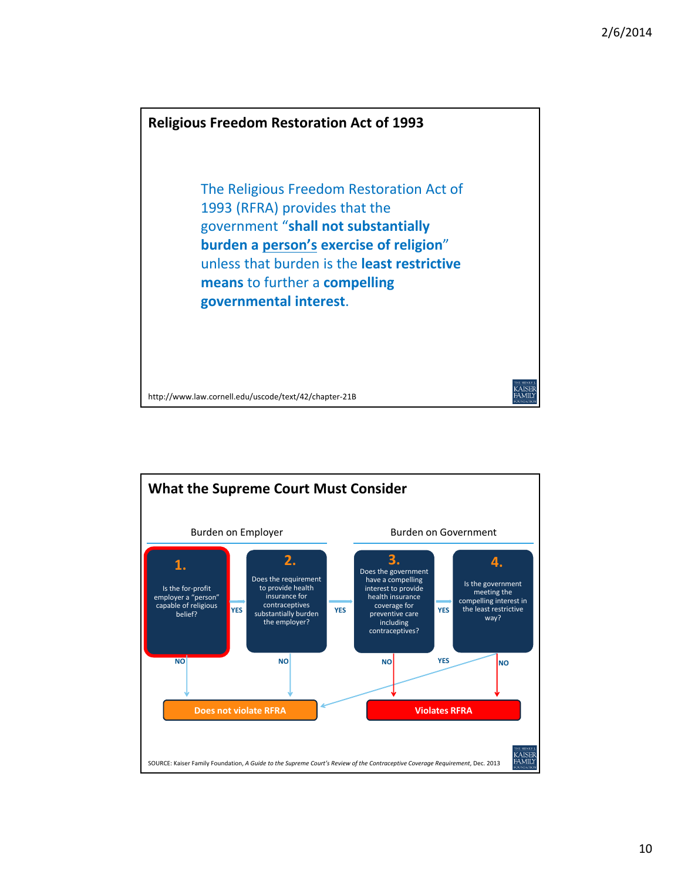## Religious Freedom Restoration Act of 1993

The Religious Freedom Restoration Act of 1993 (RFRA) provides that the government "**shall not substantially burden a person's exercise of religion**" unless that burden is the **least restrictive means** to further a **compelling governmental interest**.

http://www.law.cornell.edu/uscode/text/42/chapter-21B

## What the Supreme Court Must Consider

**Burden on Employer**

1. Is the for-profit employer a "person" capable of religious belief?
   - YES → go to 2
   - NO → Does not violate RFRA
2. Does the requirement to provide health insurance for contraceptives substantially burden the employer?
   - YES → go to 3
   - NO → Does not violate RFRA

**Burden on Government**

3. Does the government have a compelling interest to provide health insurance coverage for preventive care including contraceptives?
   - YES → go to 4
   - NO → Violates RFRA
4. Is the government meeting the compelling interest in the least restrictive way?
   - YES → Does not violate RFRA
   - NO → Violates RFRA

SOURCE: Kaiser Family Foundation, *A Guide to the Supreme Court's Review of the Contraceptive Coverage Requirement*, Dec. 2013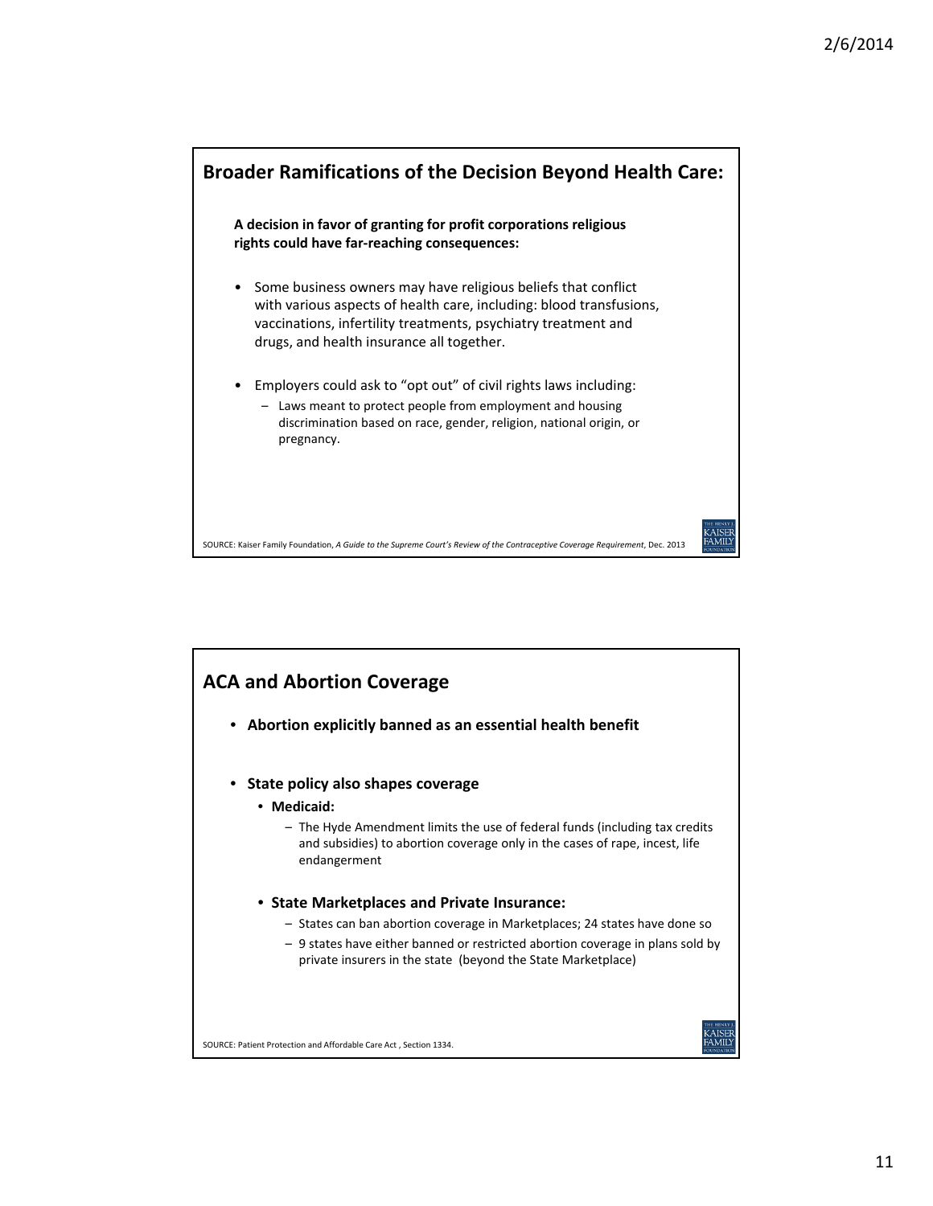## Broader Ramifications of the Decision Beyond Health Care:

**A decision in favor of granting for profit corporations religious rights could have far-reaching consequences:**

- Some business owners may have religious beliefs that conflict with various aspects of health care, including: blood transfusions, vaccinations, infertility treatments, psychiatry treatment and drugs, and health insurance all together.
- Employers could ask to "opt out" of civil rights laws including:
  - Laws meant to protect people from employment and housing discrimination based on race, gender, religion, national origin, or pregnancy.

SOURCE: Kaiser Family Foundation, *A Guide to the Supreme Court's Review of the Contraceptive Coverage Requirement*, Dec. 2013

## ACA and Abortion Coverage

- **Abortion explicitly banned as an essential health benefit**
- **State policy also shapes coverage**
  - **Medicaid:**
    - The Hyde Amendment limits the use of federal funds (including tax credits and subsidies) to abortion coverage only in the cases of rape, incest, life endangerment
  - **State Marketplaces and Private Insurance:**
    - States can ban abortion coverage in Marketplaces; 24 states have done so
    - 9 states have either banned or restricted abortion coverage in plans sold by private insurers in the state (beyond the State Marketplace)

SOURCE: Patient Protection and Affordable Care Act , Section 1334.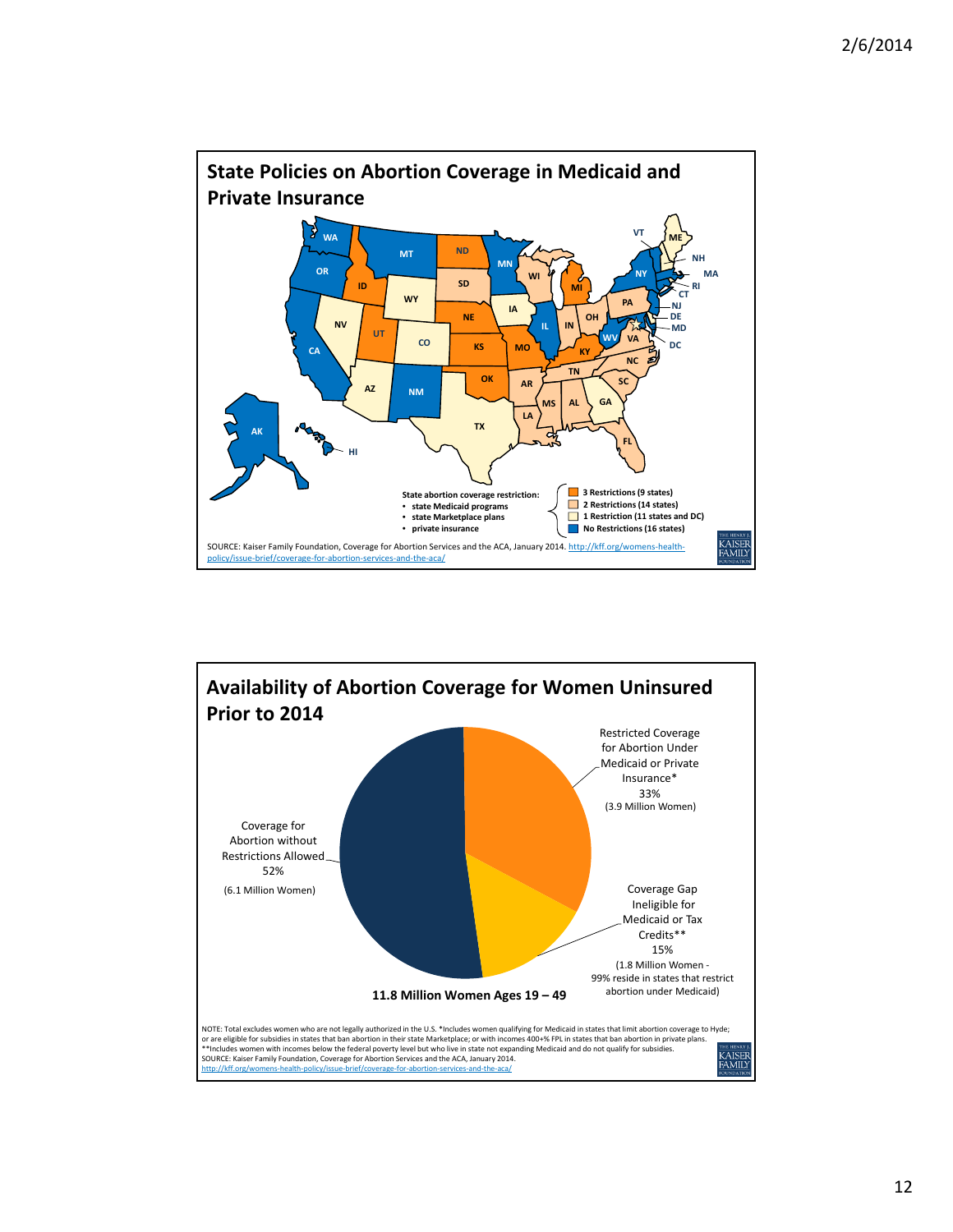## State Policies on Abortion Coverage in Medicaid and Private Insurance

State abortion coverage restriction:

- state Medicaid programs
- state Marketplace plans
- private insurance

| Category | States |
|---|---|
| 3 Restrictions (9 states) | ID, UT, ND, NE, KS, OK, MO, MI, KY |
| 2 Restrictions (14 states) | SD, WI, IN, OH, PA, VA, NC, SC, TN, AR, LA, MS, AL, FL |
| 1 Restriction (11 states and DC) | NV, AZ, WY, CO, TX, IA, GA, ME, NH, DE, RI, DC |
| No Restrictions (16 states) | WA, OR, CA, MT, NM, AK, HI, MN, IL, WV, NY, VT, MA, CT, NJ, MD |

SOURCE: Kaiser Family Foundation, Coverage for Abortion Services and the ACA, January 2014. http://kff.org/womens-health-policy/issue-brief/coverage-for-abortion-services-and-the-aca/

## Availability of Abortion Coverage for Women Uninsured Prior to 2014

| Category | Share | Women |
|---|---|---|
| Coverage for Abortion without Restrictions Allowed | 52% | 6.1 Million Women |
| Restricted Coverage for Abortion Under Medicaid or Private Insurance* | 33% | 3.9 Million Women |
| Coverage Gap Ineligible for Medicaid or Tax Credits** | 15% | 1.8 Million Women - 99% reside in states that restrict abortion under Medicaid |

11.8 Million Women Ages 19 – 49

NOTE: Total excludes women who are not legally authorized in the U.S. *Includes women qualifying for Medicaid in states that limit abortion coverage to Hyde; or are eligible for subsidies in states that ban abortion in their state Marketplace; or with incomes 400+% FPL in states that ban abortion in private plans.
**Includes women with incomes below the federal poverty level but who live in state not expanding Medicaid and do not qualify for subsidies.
SOURCE: Kaiser Family Foundation, Coverage for Abortion Services and the ACA, January 2014.
http://kff.org/womens-health-policy/issue-brief/coverage-for-abortion-services-and-the-aca/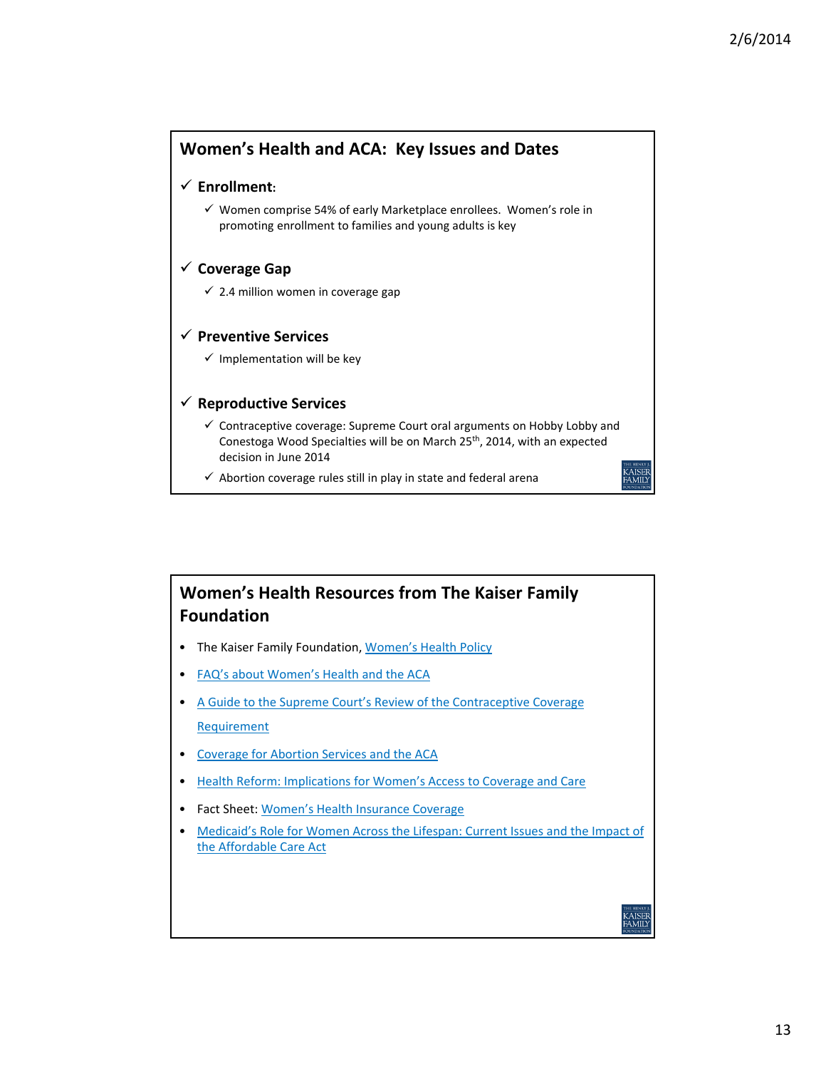## Women's Health and ACA: Key Issues and Dates

- ✓ **Enrollment:**
  - ✓ Women comprise 54% of early Marketplace enrollees. Women's role in promoting enrollment to families and young adults is key
- ✓ **Coverage Gap**
  - ✓ 2.4 million women in coverage gap
- ✓ **Preventive Services**
  - ✓ Implementation will be key
- ✓ **Reproductive Services**
  - ✓ Contraceptive coverage: Supreme Court oral arguments on Hobby Lobby and Conestoga Wood Specialties will be on March 25th, 2014, with an expected decision in June 2014
  - ✓ Abortion coverage rules still in play in state and federal arena

## Women's Health Resources from The Kaiser Family Foundation

- The Kaiser Family Foundation, Women's Health Policy
- FAQ's about Women's Health and the ACA
- A Guide to the Supreme Court's Review of the Contraceptive Coverage Requirement
- Coverage for Abortion Services and the ACA
- Health Reform: Implications for Women's Access to Coverage and Care
- Fact Sheet: Women's Health Insurance Coverage
- Medicaid's Role for Women Across the Lifespan: Current Issues and the Impact of the Affordable Care Act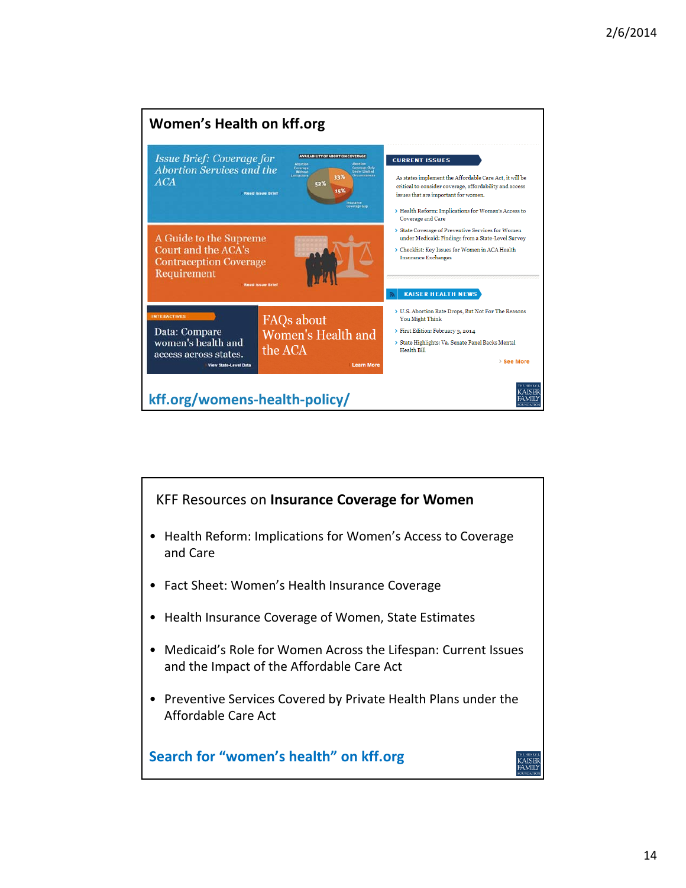## Women's Health on kff.org

*Issue Brief: Coverage for Abortion Services and the ACA*

Read Issue Brief

A Guide to the Supreme Court and the ACA's Contraception Coverage Requirement

Read Issue Brief

INTERACTIVES

Data: Compare women's health and access across states.

View State-Level Data

FAQs about Women's Health and the ACA

Learn More

CURRENT ISSUES

As states implement the Affordable Care Act, it will be critical to consider coverage, affordability and access issues that are important for women.

- Health Reform: Implications for Women's Access to Coverage and Care
- State Coverage of Preventive Services for Women under Medicaid: Findings from a State-Level Survey
- Checklist: Key Issues for Women in ACA Health Insurance Exchanges

KAISER HEALTH NEWS

- U.S. Abortion Rate Drops, But Not For The Reasons You Might Think
- First Edition: February 3, 2014
- State Highlights: Va. Senate Panel Backs Mental Health Bill

See More

kff.org/womens-health-policy/

## KFF Resources on **Insurance Coverage for Women**

- Health Reform: Implications for Women's Access to Coverage and Care
- Fact Sheet: Women's Health Insurance Coverage
- Health Insurance Coverage of Women, State Estimates
- Medicaid's Role for Women Across the Lifespan: Current Issues and the Impact of the Affordable Care Act
- Preventive Services Covered by Private Health Plans under the Affordable Care Act

**Search for "women's health" on kff.org**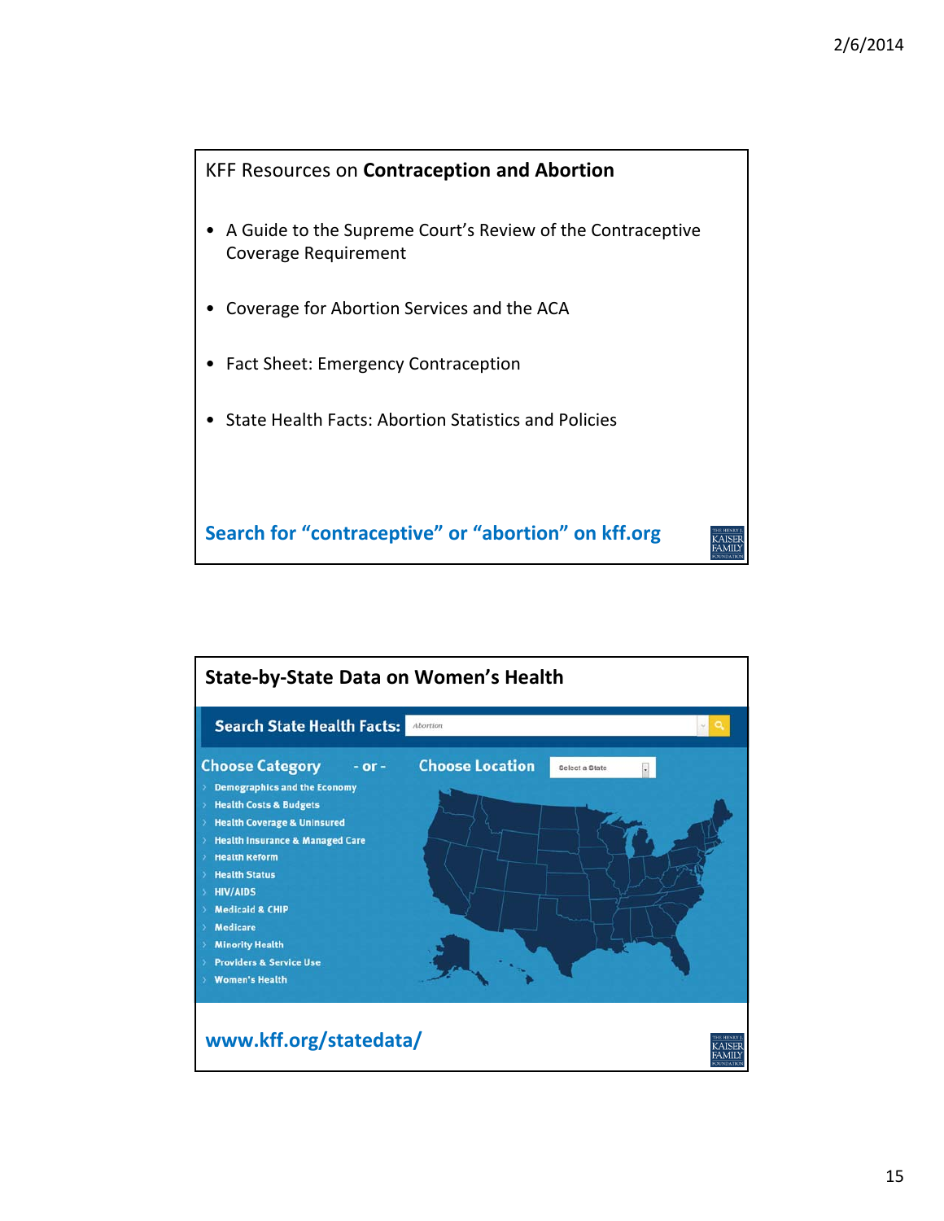## KFF Resources on **Contraception and Abortion**

- A Guide to the Supreme Court's Review of the Contraceptive Coverage Requirement
- Coverage for Abortion Services and the ACA
- Fact Sheet: Emergency Contraception
- State Health Facts: Abortion Statistics and Policies

**Search for "contraceptive" or "abortion" on kff.org**

## State-by-State Data on Women's Health

**Search State Health Facts:** Abortion

**Choose Category** - or - **Choose Location** Select a State

- Demographics and the Economy
- Health Costs & Budgets
- Health Coverage & Uninsured
- Health Insurance & Managed Care
- Health Reform
- Health Status
- HIV/AIDS
- Medicaid & CHIP
- Medicare
- Minority Health
- Providers & Service Use
- Women's Health

**www.kff.org/statedata/**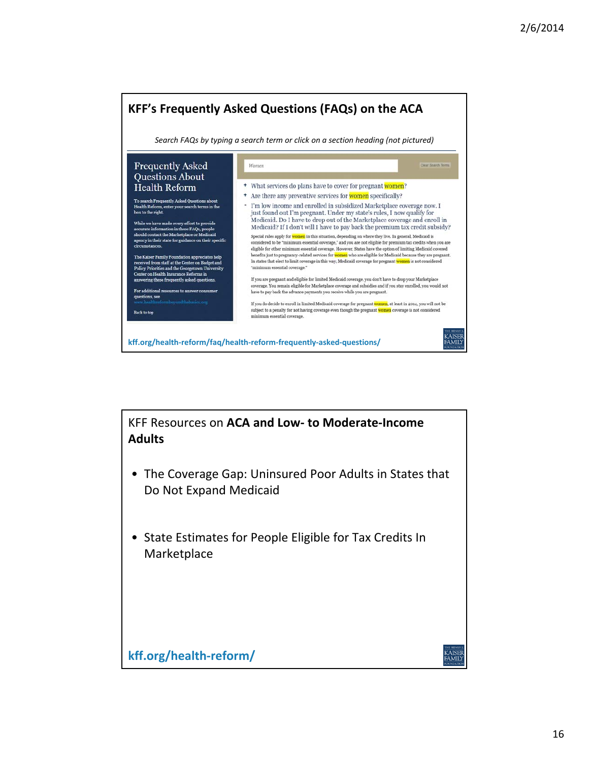## KFF's Frequently Asked Questions (FAQs) on the ACA

*Search FAQs by typing a search term or click on a section heading (not pictured)*

**Frequently Asked Questions About Health Reform**

To search Frequently Asked Questions about Health Reform, enter your search terms in the box to the right.

While we have made every effort to provide accurate information in these FAQs, people should contact the Marketplace or Medicaid agency in their state for guidance on their specific circumstances.

The Kaiser Family Foundation appreciates help received from staff at the Center on Budget and Policy Priorities and the Georgetown University Center on Health Insurance Reforms in answering these frequently asked questions.

For additional resources to answer consumer questions, see www.healthreformbeyondthebasics.org

Back to top

Women — Clear Search Terms

- What services do plans have to cover for pregnant women?
- Are there any preventive services for women specifically?
- I'm low income and enrolled in subsidized Marketplace coverage now. I just found out I'm pregnant. Under my state's rules, I now qualify for Medicaid. Do I have to drop out of the Marketplace coverage and enroll in Medicaid? If I don't will I have to pay back the premium tax credit subsidy?

Special rules apply for women in this situation, depending on where they live. In general, Medicaid is considered to be "minimum essential coverage," and you are not eligible for premium tax credits when you are eligible for other minimum essential coverage. However, States have the option of limiting Medicaid covered benefits just to pregnancy-related services for women who are eligible for Medicaid because they are pregnant. In states that elect to limit coverage in this way, Medicaid coverage for pregnant women is not considered "minimum essential coverage."

If you are pregnant and eligible for limited Medicaid coverage, you don't have to drop your Marketplace coverage. You remain eligible for Marketplace coverage and subsidies and if you stay enrolled, you would not have to pay back the advance payments you receive while you are pregnant.

If you do decide to enroll in limited Medicaid coverage for pregnant women, at least in 2014, you will not be subject to a penalty for not having coverage even though the pregnant women coverage is not considered minimum essential coverage.

kff.org/health-reform/faq/health-reform-frequently-asked-questions/

## KFF Resources on **ACA and Low- to Moderate-Income Adults**

- The Coverage Gap: Uninsured Poor Adults in States that Do Not Expand Medicaid
- State Estimates for People Eligible for Tax Credits In Marketplace

**kff.org/health-reform/**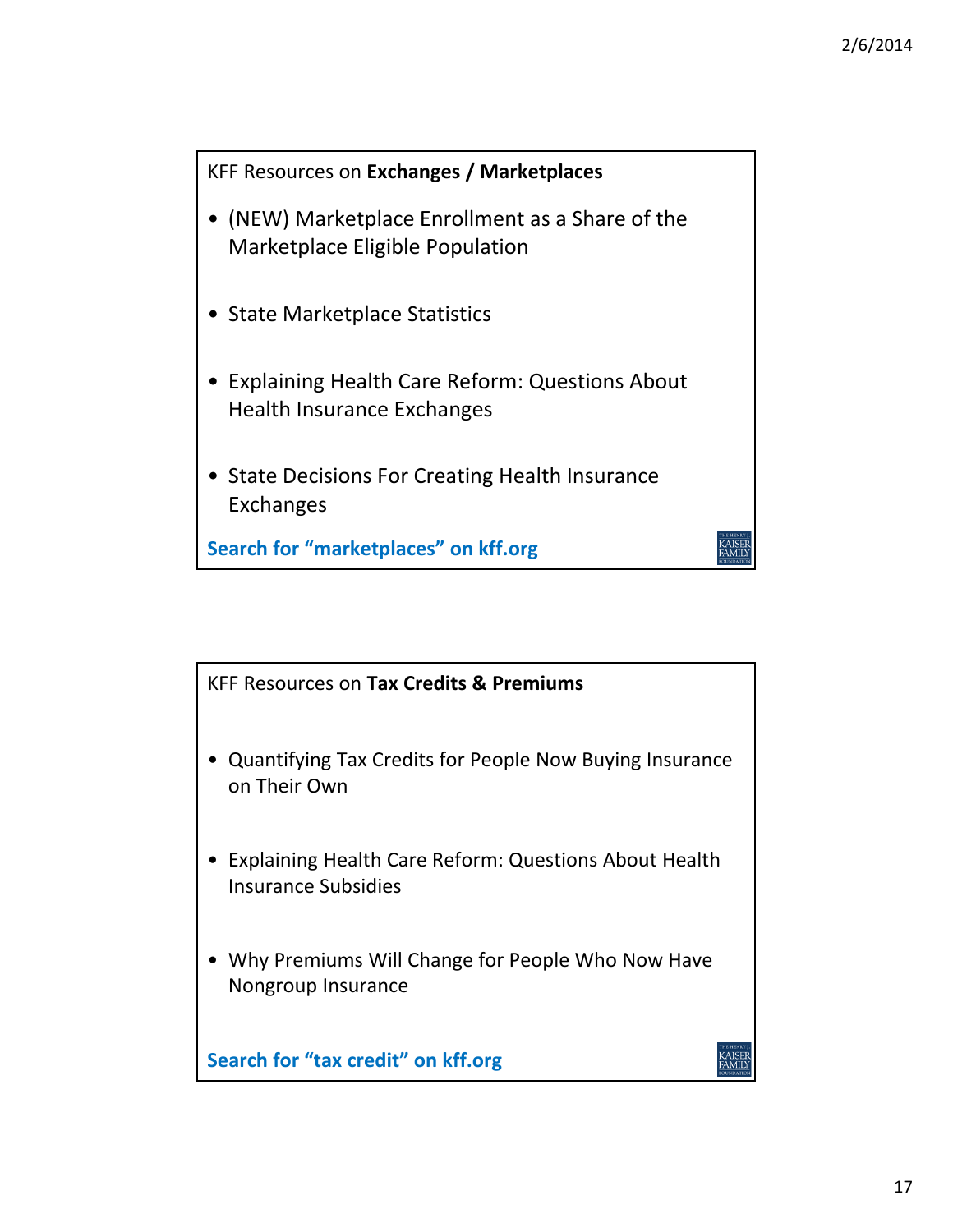## KFF Resources on **Exchanges / Marketplaces**

- (NEW) Marketplace Enrollment as a Share of the Marketplace Eligible Population
- State Marketplace Statistics
- Explaining Health Care Reform: Questions About Health Insurance Exchanges
- State Decisions For Creating Health Insurance Exchanges

**Search for "marketplaces" on kff.org**

## KFF Resources on **Tax Credits & Premiums**

- Quantifying Tax Credits for People Now Buying Insurance on Their Own
- Explaining Health Care Reform: Questions About Health Insurance Subsidies
- Why Premiums Will Change for People Who Now Have Nongroup Insurance

**Search for "tax credit" on kff.org**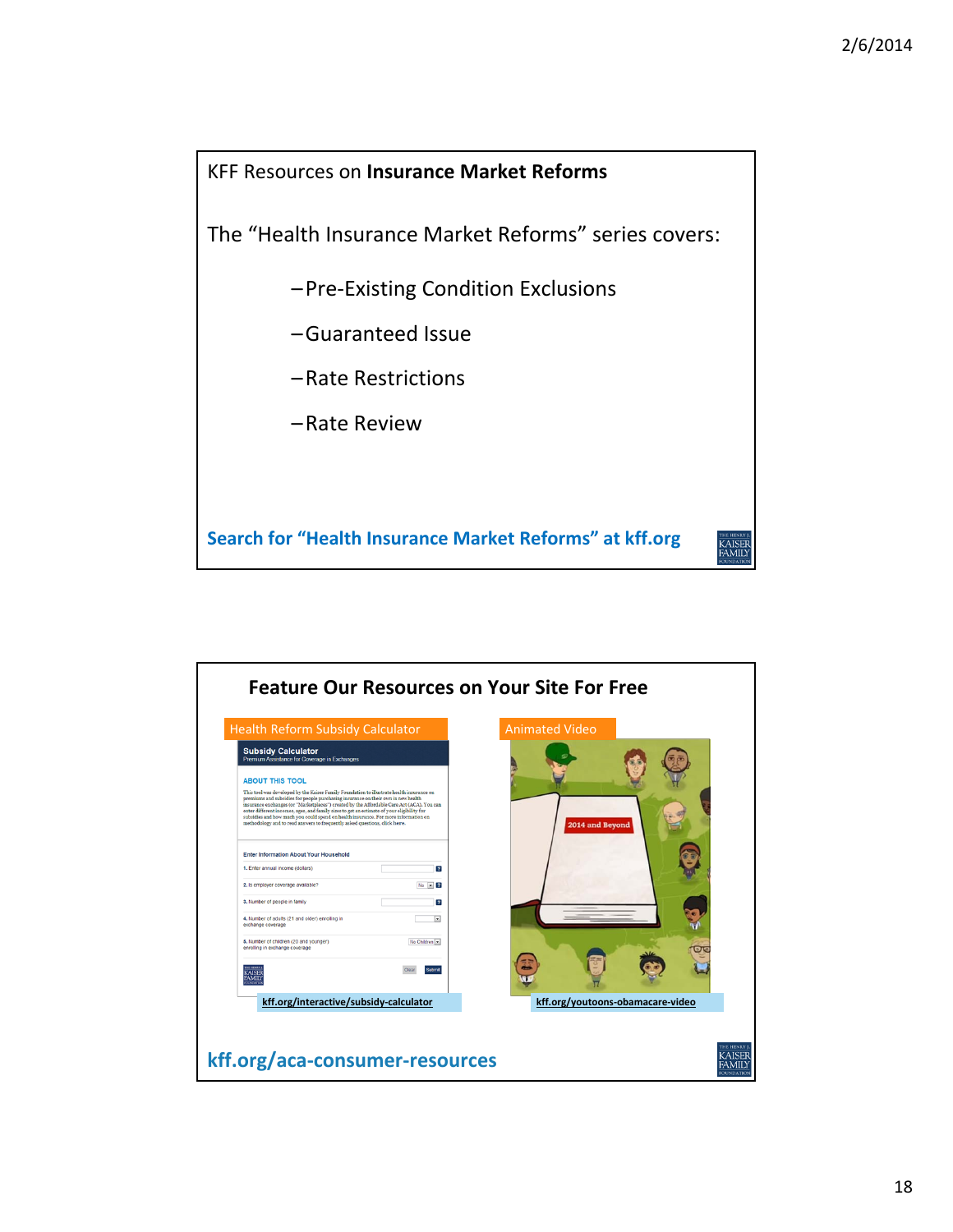## KFF Resources on **Insurance Market Reforms**

The "Health Insurance Market Reforms" series covers:

- Pre-Existing Condition Exclusions
- Guaranteed Issue
- Rate Restrictions
- Rate Review

**Search for "Health Insurance Market Reforms" at kff.org**

## Feature Our Resources on Your Site For Free

Health Reform Subsidy Calculator

kff.org/interactive/subsidy-calculator

Animated Video

kff.org/youtoons-obamacare-video

**kff.org/aca-consumer-resources**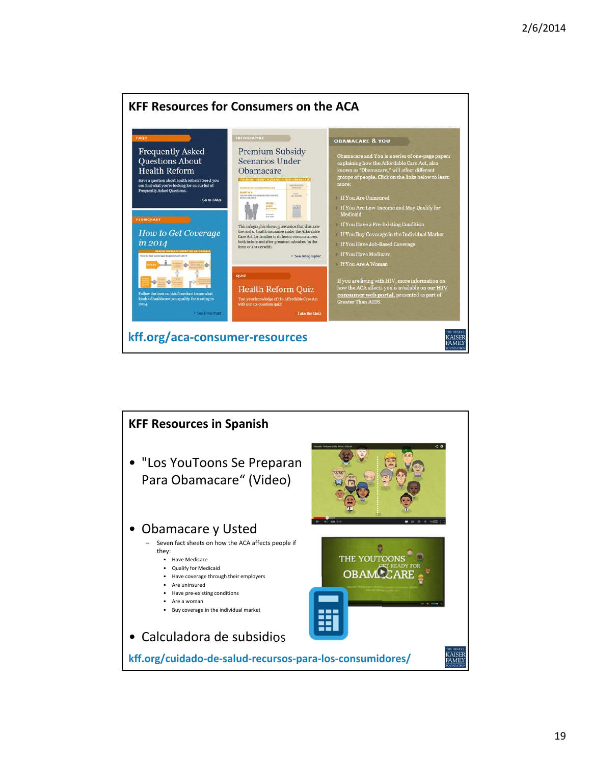## KFF Resources for Consumers on the ACA

FAQS

Frequently Asked Questions About Health Reform

Have a question about health reform? See if you can find what you're looking for on our list of Frequently Asked Questions.

Go to FAQs

INFOGRAPHIC

Premium Subsidy Scenarios Under Obamacare

This infographic shows 3 scenarios that illustrate the cost of health insurance under the Affordable Care Act for families in different circumstances, both before and after premium subsidies (in the form of a tax credit).

See Infographic

OBAMACARE & YOU

Obamacare and You is a series of one-page papers explaining how the Affordable Care Act, also known as "Obamacare," will affect different groups of people. Click on the links below to learn more:

- If You Are Uninsured
- If You Are Low-Income and May Qualify for Medicaid
- If You Have a Pre-Existing Condition
- If You Buy Coverage in the Individual Market
- If You Have Job-Based Coverage
- If You Have Medicare
- If You Are A Woman

If you are living with HIV, more information on how the ACA affects you is available on our HIV consumer web portal, presented as part of Greater Than AIDS.

FLOWCHART

How to Get Coverage in 2014

Follow the lines on this flowchart to see what kinds of healthcare you qualify for starting in 2014.

See Flowchart

QUIZ

Health Reform Quiz

Test your knowledge of the Affordable Care Act with our 10-question quiz!

Take the Quiz

kff.org/aca-consumer-resources

## KFF Resources in Spanish

- "Los YouToons Se Preparan Para Obamacare" (Video)
- Obamacare y Usted
  - Seven fact sheets on how the ACA affects people if they:
    - Have Medicare
    - Qualify for Medicaid
    - Have coverage through their employers
    - Are uninsured
    - Have pre-existing conditions
    - Are a woman
    - Buy coverage in the individual market
- Calculadora de subsidios

kff.org/cuidado-de-salud-recursos-para-los-consumidores/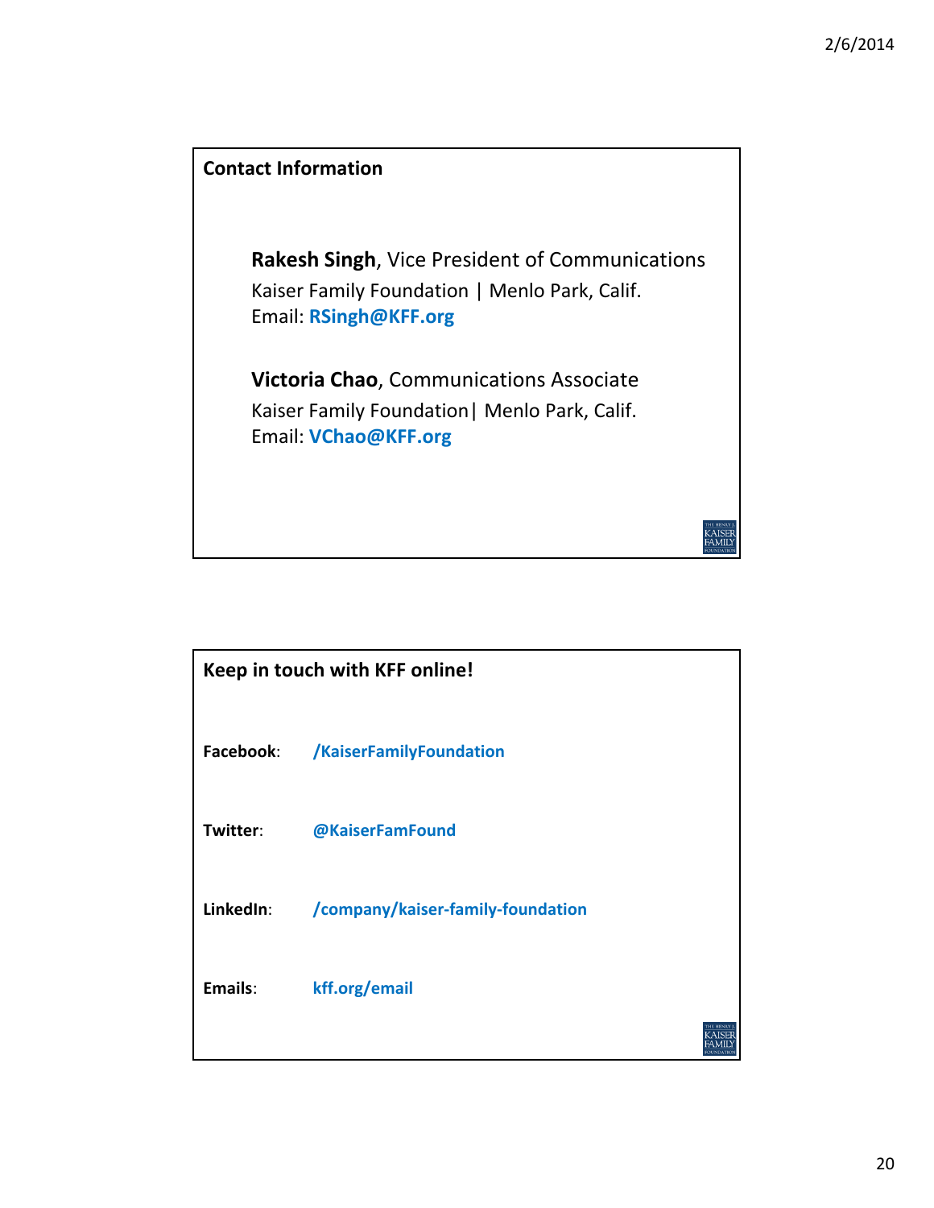## Contact Information

**Rakesh Singh**, Vice President of Communications
Kaiser Family Foundation | Menlo Park, Calif.
Email: **RSingh@KFF.org**

**Victoria Chao**, Communications Associate
Kaiser Family Foundation| Menlo Park, Calif.
Email: **VChao@KFF.org**

## Keep in touch with KFF online!

**Facebook**: **/KaiserFamilyFoundation**

**Twitter**: **@KaiserFamFound**

**LinkedIn**: **/company/kaiser-family-foundation**

**Emails**: **kff.org/email**